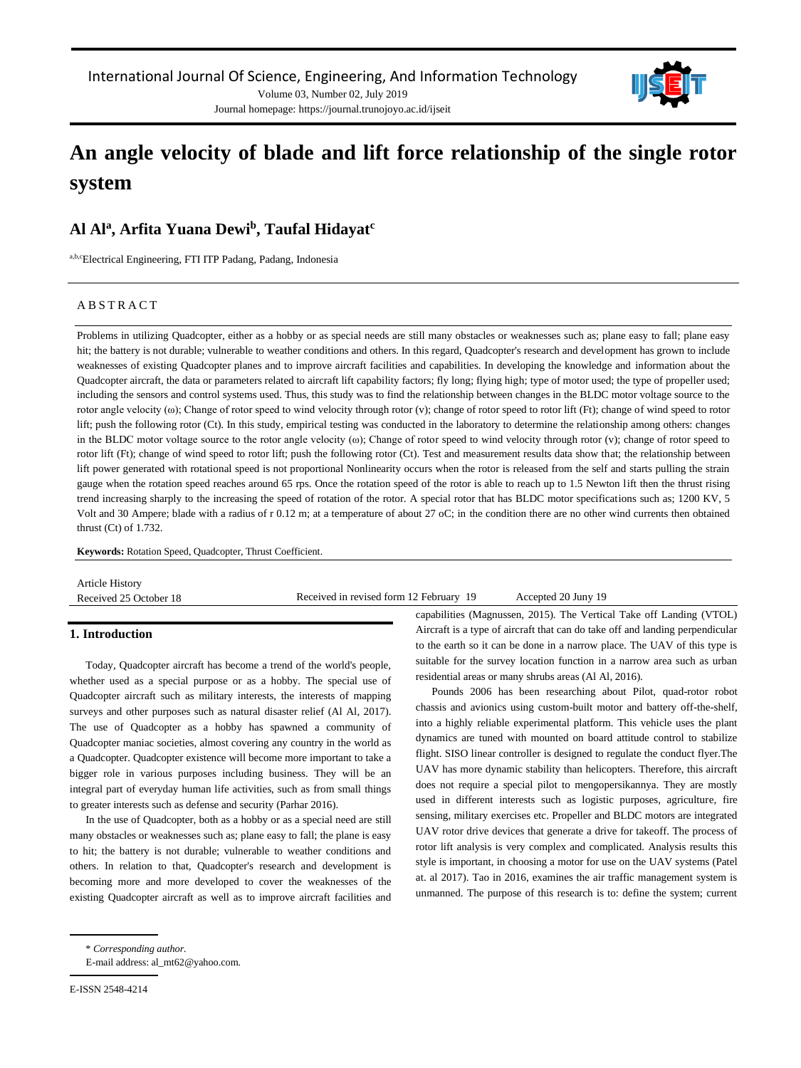# An angle velocity of blade and lift force relationship of the single rotor system

## Al Al[a], Arfita Yuana Dewi[b], Taufal Hidayat[c]

[a,b,c]Electrical Engineering, FTI ITP Padang, Padang, Indonesia

### A B S T R A C T

Problems in utilizing Quadcopter, either as a hobby or as special needs are still many obstacles or weaknesses such as; plane easy to fall; plane easy hit; the battery is not durable; vulnerable to weather conditions and others. In this regard, Quadcopter's research and development has grown to include weaknesses of existing Quadcopter planes and to improve aircraft facilities and capabilities. In developing the knowledge and information about the Quadcopter aircraft, the data or parameters related to aircraft lift capability factors; fly long; flying high; type of motor used; the type of propeller used; including the sensors and control systems used. Thus, this study was to find the relationship between changes in the BLDC motor voltage source to the rotor angle velocity (ω); Change of rotor speed to wind velocity through rotor (v); change of rotor speed to rotor lift (Ft); change of wind speed to rotor lift; push the following rotor (Ct). In this study, empirical testing was conducted in the laboratory to determine the relationship among others: changes in the BLDC motor voltage source to the rotor angle velocity (ω); Change of rotor speed to wind velocity through rotor (v); change of rotor speed to rotor lift (Ft); change of wind speed to rotor lift; push the following rotor (Ct). Test and measurement results data show that; the relationship between lift power generated with rotational speed is not proportional Nonlinearity occurs when the rotor is released from the self and starts pulling the strain gauge when the rotation speed reaches around 65 rps. Once the rotation speed of the rotor is able to reach up to 1.5 Newton lift then the thrust rising trend increasing sharply to the increasing the speed of rotation of the rotor. A special rotor that has BLDC motor specifications such as; 1200 KV, 5 Volt and 30 Ampere; blade with a radius of r 0.12 m; at a temperature of about 27 oC; in the condition there are no other wind currents then obtained thrust (Ct) of 1.732.

**Keywords:** Rotation Speed, Quadcopter, Thrust Coefficient.

Article History
Received 25 October 18 | Received in revised form 12 February 19 | Accepted 20 Juny 19

## 1. Introduction

Today, Quadcopter aircraft has become a trend of the world's people, whether used as a special purpose or as a hobby. The special use of Quadcopter aircraft such as military interests, the interests of mapping surveys and other purposes such as natural disaster relief (Al Al, 2017). The use of Quadcopter as a hobby has spawned a community of Quadcopter maniac societies, almost covering any country in the world as a Quadcopter. Quadcopter existence will become more important to take a bigger role in various purposes including business. They will be an integral part of everyday human life activities, such as from small things to greater interests such as defense and security (Parhar 2016).

In the use of Quadcopter, both as a hobby or as a special need are still many obstacles or weaknesses such as; plane easy to fall; the plane is easy to hit; the battery is not durable; vulnerable to weather conditions and others. In relation to that, Quadcopter's research and development is becoming more and more developed to cover the weaknesses of the existing Quadcopter aircraft as well as to improve aircraft facilities and capabilities (Magnussen, 2015). The Vertical Take off Landing (VTOL) Aircraft is a type of aircraft that can do take off and landing perpendicular to the earth so it can be done in a narrow place. The UAV of this type is suitable for the survey location function in a narrow area such as urban residential areas or many shrubs areas (Al Al, 2016).

Pounds 2006 has been researching about Pilot, quad-rotor robot chassis and avionics using custom-built motor and battery off-the-shelf, into a highly reliable experimental platform. This vehicle uses the plant dynamics are tuned with mounted on board attitude control to stabilize flight. SISO linear controller is designed to regulate the conduct flyer.The UAV has more dynamic stability than helicopters. Therefore, this aircraft does not require a special pilot to mengopersikannya. They are mostly used in different interests such as logistic purposes, agriculture, fire sensing, military exercises etc. Propeller and BLDC motors are integrated UAV rotor drive devices that generate a drive for takeoff. The process of rotor lift analysis is very complex and complicated. Analysis results this style is important, in choosing a motor for use on the UAV systems (Patel at. al 2017). Tao in 2016, examines the air traffic management system is unmanned. The purpose of this research is to: define the system; current

\* *Corresponding author.*
E-mail address: al_mt62@yahoo.com.

E-ISSN 2548-4214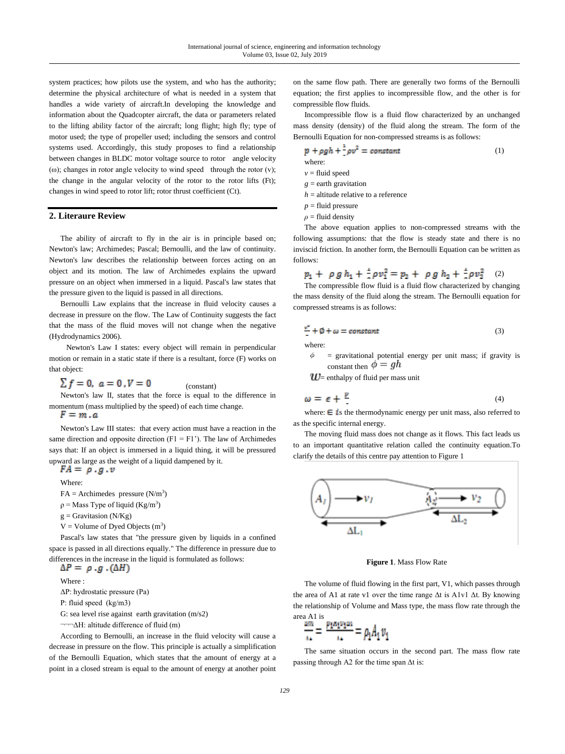system practices; how pilots use the system, and who has the authority; determine the physical architecture of what is needed in a system that handles a wide variety of aircraft.In developing the knowledge and information about the Quadcopter aircraft, the data or parameters related to the lifting ability factor of the aircraft; long flight; high fly; type of motor used; the type of propeller used; including the sensors and control systems used. Accordingly, this study proposes to find a relationship between changes in BLDC motor voltage source to rotor angle velocity (ω); changes in rotor angle velocity to wind speed through the rotor (v); the change in the angular velocity of the rotor to the rotor lifts (Ft); changes in wind speed to rotor lift; rotor thrust coefficient (Ct).

## 2. Literaure Review

The ability of aircraft to fly in the air is in principle based on; Newton's law; Archimedes; Pascal; Bernoulli, and the law of continuity. Newton's law describes the relationship between forces acting on an object and its motion. The law of Archimedes explains the upward pressure on an object when immersed in a liquid. Pascal's law states that the pressure given to the liquid is passed in all directions.

Bernoulli Law explains that the increase in fluid velocity causes a decrease in pressure on the flow. The Law of Continuity suggests the fact that the mass of the fluid moves will not change when the negative (Hydrodynamics 2006).

Newton's Law I states: every object will remain in perpendicular motion or remain in a static state if there is a resultant, force (F) works on that object:

$$\sum f = 0,\ a = 0\ , V = 0 \qquad \text{(constant)}$$

Newton's law II, states that the force is equal to the difference in momentum (mass multiplied by the speed) of each time change.

$$F = m\ .a$$

Newton's Law III states: that every action must have a reaction in the same direction and opposite direction (F1 = F1'). The law of Archimedes says that: If an object is immersed in a liquid thing, it will be pressured upward as large as the weight of a liquid dampened by it.

$$FA = \rho\ .g\ .v$$

Where:

FA = Archimedes pressure (N/m$^3$)

ρ = Mass Type of liquid (Kg/m$^3$)

g = Gravitasion (N/Kg)

V = Volume of Dyed Objects (m$^3$)

Pascal's law states that "the pressure given by liquids in a confined space is passed in all directions equally." The difference in pressure due to differences in the increase in the liquid is formulated as follows:

$$\Delta P = \rho\ .g\ .(\Delta H)$$

Where :

ΔP: hydrostatic pressure (Pa)

P: fluid speed (kg/m3)

G: sea level rise against earth gravitation (m/s2)

ΔH: altitude difference of fluid (m)

According to Bernoulli, an increase in the fluid velocity will cause a decrease in pressure on the flow. This principle is actually a simplification of the Bernoulli Equation, which states that the amount of energy at a point in a closed stream is equal to the amount of energy at another point on the same flow path. There are generally two forms of the Bernoulli equation; the first applies to incompressible flow, and the other is for compressible flow fluids.

Incompressible flow is a fluid flow characterized by an unchanged mass density (density) of the fluid along the stream. The form of the Bernoulli Equation for non-compressed streams is as follows:

$$p + \rho g h + \frac{1}{2}\rho v^2 = constant \qquad (1)$$

where:

$v$ = fluid speed

$g$ = earth gravitation

$h$ = altitude relative to a reference

$p$ = fluid pressure

$\rho$ = fluid density

The above equation applies to non-compressed streams with the following assumptions: that the flow is steady state and there is no inviscid friction. In another form, the Bernoulli Equation can be written as follows:

$$p_1 + \rho\ g\ h_1 + \frac{1}{2}\rho v_1^2 = p_2 + \rho\ g\ h_2 + \frac{1}{2}\rho v_2^2 \qquad (2)$$

The compressible flow fluid is a fluid flow characterized by changing the mass density of the fluid along the stream. The Bernoulli equation for compressed streams is as follows:

$$\frac{v^2}{2} + \phi + \omega = constant \qquad (3)$$

where:

$\phi$ = gravitational potential energy per unit mass; if gravity is constant then $\phi = gh$

$\omega$ = enthalpy of fluid per mass unit

$$\omega = \epsilon + \frac{p}{\rho} \qquad (4)$$

where: $\epsilon$ is the thermodynamic energy per unit mass, also referred to as the specific internal energy.

The moving fluid mass does not change as it flows. This fact leads us to an important quantitative relation called the continuity equation.To clarify the details of this centre pay attention to Figure 1

**Figure 1**. Mass Flow Rate

The volume of fluid flowing in the first part, V1, which passes through the area of A1 at rate v1 over the time range Δt is A1v1 Δt. By knowing the relationship of Volume and Mass type, the mass flow rate through the area A1 is

$$\frac{\Delta m}{\Delta t} = \frac{\rho_1 A_1 v_1 \Delta t}{\Delta t} = \rho_1 A_1 v_1$$

The same situation occurs in the second part. The mass flow rate passing through A2 for the time span Δt is: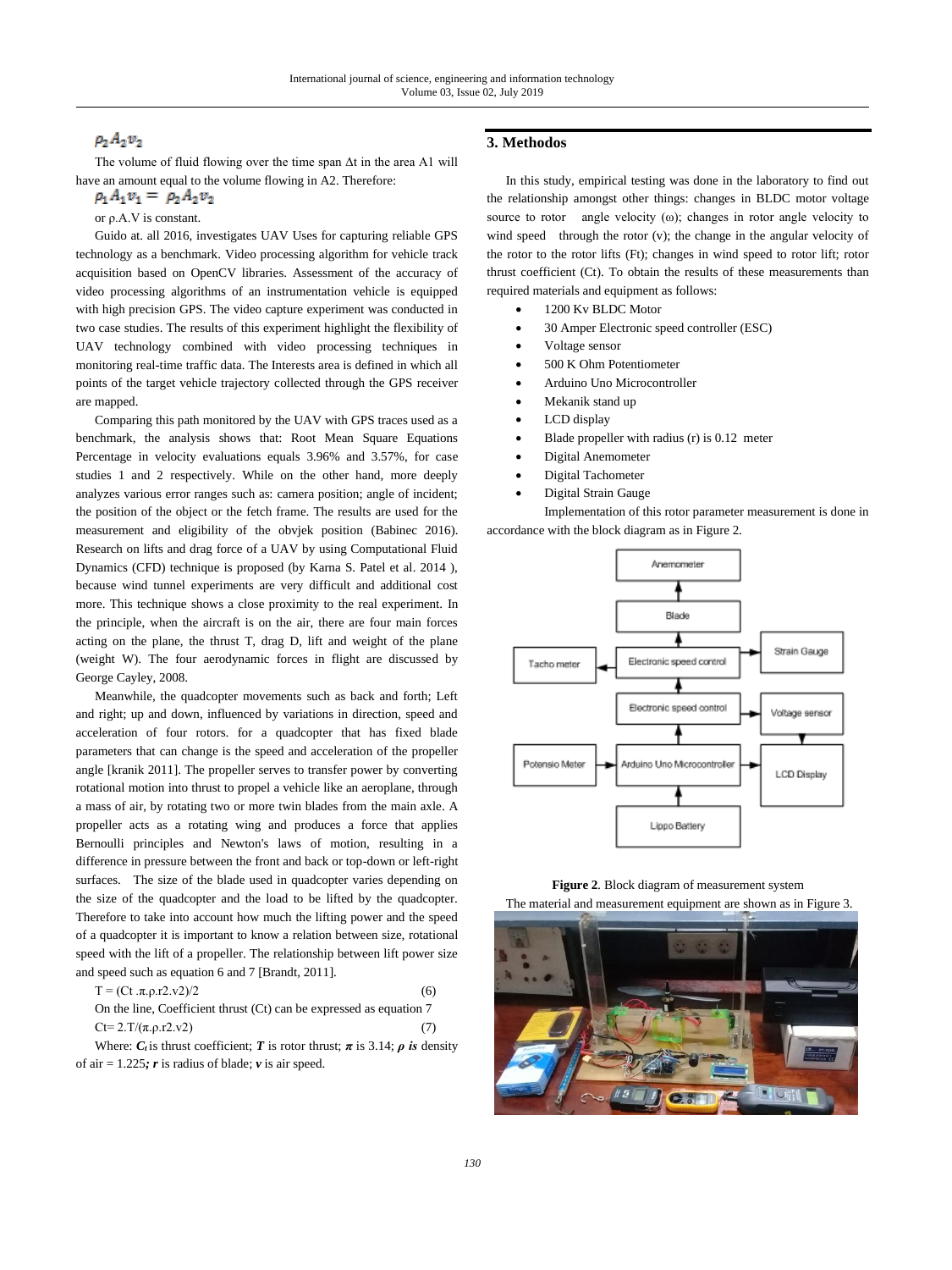$\rho_2 A_2 v_2$

The volume of fluid flowing over the time span Δt in the area A1 will have an amount equal to the volume flowing in A2. Therefore:

$$\rho_1 A_1 v_1 = \rho_2 A_2 v_2$$

or ρ.A.V is constant.

Guido at. all 2016, investigates UAV Uses for capturing reliable GPS technology as a benchmark. Video processing algorithm for vehicle track acquisition based on OpenCV libraries. Assessment of the accuracy of video processing algorithms of an instrumentation vehicle is equipped with high precision GPS. The video capture experiment was conducted in two case studies. The results of this experiment highlight the flexibility of UAV technology combined with video processing techniques in monitoring real-time traffic data. The Interests area is defined in which all points of the target vehicle trajectory collected through the GPS receiver are mapped.

Comparing this path monitored by the UAV with GPS traces used as a benchmark, the analysis shows that: Root Mean Square Equations Percentage in velocity evaluations equals 3.96% and 3.57%, for case studies 1 and 2 respectively. While on the other hand, more deeply analyzes various error ranges such as: camera position; angle of incident; the position of the object or the fetch frame. The results are used for the measurement and eligibility of the obvjek position (Babinec 2016). Research on lifts and drag force of a UAV by using Computational Fluid Dynamics (CFD) technique is proposed (by Karna S. Patel et al. 2014 ), because wind tunnel experiments are very difficult and additional cost more. This technique shows a close proximity to the real experiment. In the principle, when the aircraft is on the air, there are four main forces acting on the plane, the thrust T, drag D, lift and weight of the plane (weight W). The four aerodynamic forces in flight are discussed by George Cayley, 2008.

Meanwhile, the quadcopter movements such as back and forth; Left and right; up and down, influenced by variations in direction, speed and acceleration of four rotors. for a quadcopter that has fixed blade parameters that can change is the speed and acceleration of the propeller angle [kranik 2011]. The propeller serves to transfer power by converting rotational motion into thrust to propel a vehicle like an aeroplane, through a mass of air, by rotating two or more twin blades from the main axle. A propeller acts as a rotating wing and produces a force that applies Bernoulli principles and Newton's laws of motion, resulting in a difference in pressure between the front and back or top-down or left-right surfaces. The size of the blade used in quadcopter varies depending on the size of the quadcopter and the load to be lifted by the quadcopter. Therefore to take into account how much the lifting power and the speed of a quadcopter it is important to know a relation between size, rotational speed with the lift of a propeller. The relationship between lift power size and speed such as equation 6 and 7 [Brandt, 2011].

$$T = (C_t \cdot \pi \cdot \rho \cdot r^2 \cdot v^2)/2 \tag{6}$$

On the line, Coefficient thrust (Ct) can be expressed as equation 7

$$C_t = 2 \cdot T/(\pi \cdot \rho \cdot r^2 \cdot v^2) \tag{7}$$

Where: $C_t$ is thrust coefficient; $T$ is rotor thrust; $\pi$ is 3.14; $\rho$ *is* density of air = 1.225; $r$ is radius of blade; $v$ is air speed.

## 3. Methodos

In this study, empirical testing was done in the laboratory to find out the relationship amongst other things: changes in BLDC motor voltage source to rotor angle velocity (ω); changes in rotor angle velocity to wind speed through the rotor (v); the change in the angular velocity of the rotor to the rotor lifts (Ft); changes in wind speed to rotor lift; rotor thrust coefficient (Ct). To obtain the results of these measurements than required materials and equipment as follows:

- 1200 Kv BLDC Motor
- 30 Amper Electronic speed controller (ESC)
- Voltage sensor
- 500 K Ohm Potentiometer
- Arduino Uno Microcontroller
- Mekanik stand up
- LCD display
- Blade propeller with radius (r) is 0.12 meter
- Digital Anemometer
- Digital Tachometer
- Digital Strain Gauge

Implementation of this rotor parameter measurement is done in accordance with the block diagram as in Figure 2.

**Figure 2**. Block diagram of measurement system

The material and measurement equipment are shown as in Figure 3.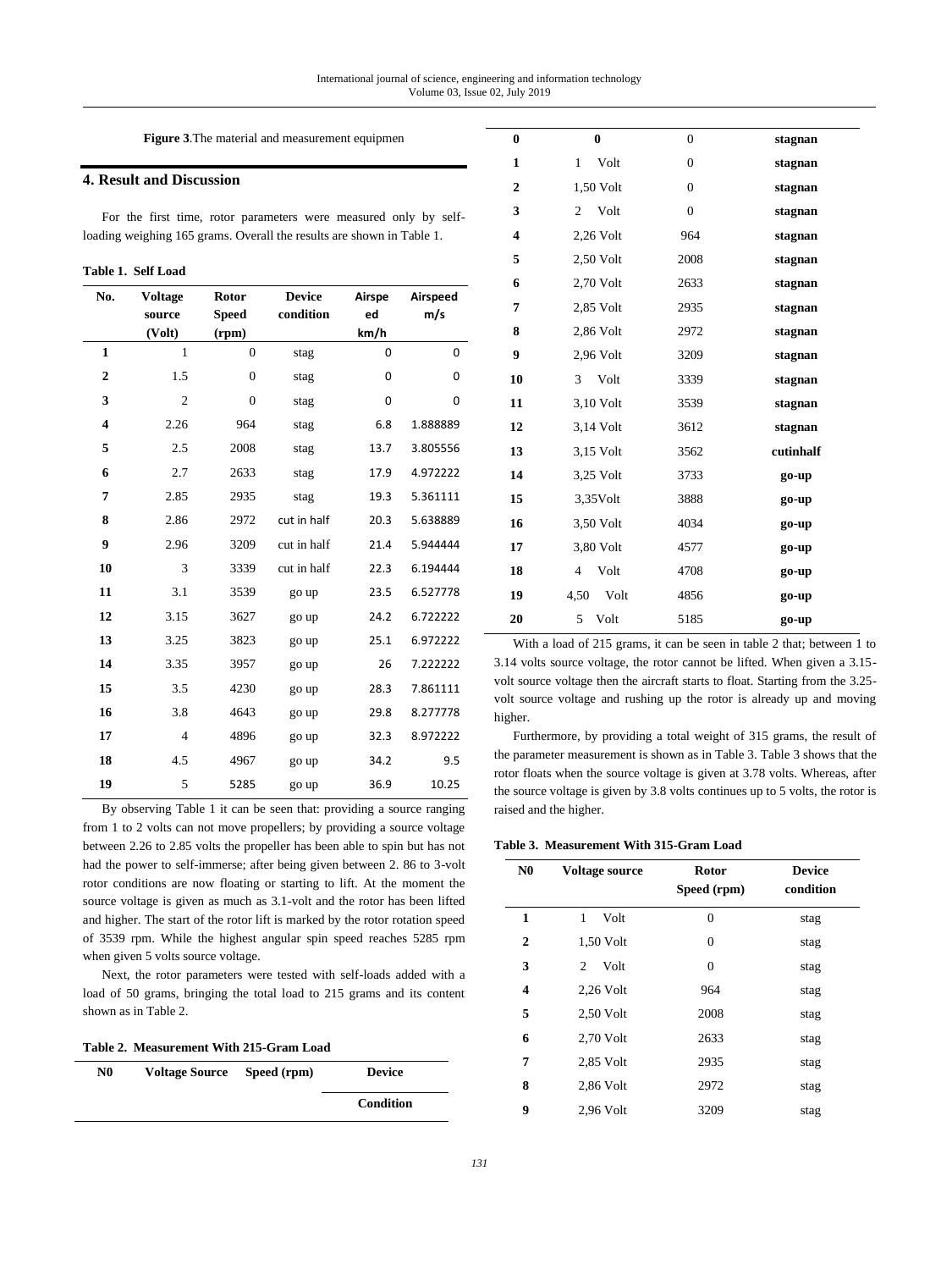**Figure 3**.The material and measurement equipmen

## 4. Result and Discussion

For the first time, rotor parameters were measured only by self-loading weighing 165 grams. Overall the results are shown in Table 1.

**Table 1. Self Load**

| No. | Voltage source (Volt) | Rotor Speed (rpm) | Device condition | Airspeed km/h | Airspeed m/s |
|---|---|---|---|---|---|
| 1 | 1 | 0 | stag | 0 | 0 |
| 2 | 1.5 | 0 | stag | 0 | 0 |
| 3 | 2 | 0 | stag | 0 | 0 |
| 4 | 2.26 | 964 | stag | 6.8 | 1.888889 |
| 5 | 2.5 | 2008 | stag | 13.7 | 3.805556 |
| 6 | 2.7 | 2633 | stag | 17.9 | 4.972222 |
| 7 | 2.85 | 2935 | stag | 19.3 | 5.361111 |
| 8 | 2.86 | 2972 | cut in half | 20.3 | 5.638889 |
| 9 | 2.96 | 3209 | cut in half | 21.4 | 5.944444 |
| 10 | 3 | 3339 | cut in half | 22.3 | 6.194444 |
| 11 | 3.1 | 3539 | go up | 23.5 | 6.527778 |
| 12 | 3.15 | 3627 | go up | 24.2 | 6.722222 |
| 13 | 3.25 | 3823 | go up | 25.1 | 6.972222 |
| 14 | 3.35 | 3957 | go up | 26 | 7.222222 |
| 15 | 3.5 | 4230 | go up | 28.3 | 7.861111 |
| 16 | 3.8 | 4643 | go up | 29.8 | 8.277778 |
| 17 | 4 | 4896 | go up | 32.3 | 8.972222 |
| 18 | 4.5 | 4967 | go up | 34.2 | 9.5 |
| 19 | 5 | 5285 | go up | 36.9 | 10.25 |

By observing Table 1 it can be seen that: providing a source ranging from 1 to 2 volts can not move propellers; by providing a source voltage between 2.26 to 2.85 volts the propeller has been able to spin but has not had the power to self-immerse; after being given between 2. 86 to 3-volt rotor conditions are now floating or starting to lift. At the moment the source voltage is given as much as 3.1-volt and the rotor has been lifted and higher. The start of the rotor lift is marked by the rotor rotation speed of 3539 rpm. While the highest angular spin speed reaches 5285 rpm when given 5 volts source voltage.

Next, the rotor parameters were tested with self-loads added with a load of 50 grams, bringing the total load to 215 grams and its content shown as in Table 2.

**Table 2. Measurement With 215-Gram Load**

| N0 | Voltage Source | Speed (rpm) | Device Condition |
|---|---|---|---|
| 0 | 0 | 0 | stagnan |
| 1 | 1 Volt | 0 | stagnan |
| 2 | 1,50 Volt | 0 | stagnan |
| 3 | 2 Volt | 0 | stagnan |
| 4 | 2,26 Volt | 964 | stagnan |
| 5 | 2,50 Volt | 2008 | stagnan |
| 6 | 2,70 Volt | 2633 | stagnan |
| 7 | 2,85 Volt | 2935 | stagnan |
| 8 | 2,86 Volt | 2972 | stagnan |
| 9 | 2,96 Volt | 3209 | stagnan |
| 10 | 3 Volt | 3339 | stagnan |
| 11 | 3,10 Volt | 3539 | stagnan |
| 12 | 3,14 Volt | 3612 | stagnan |
| 13 | 3,15 Volt | 3562 | cutinhalf |
| 14 | 3,25 Volt | 3733 | go-up |
| 15 | 3,35Volt | 3888 | go-up |
| 16 | 3,50 Volt | 4034 | go-up |
| 17 | 3,80 Volt | 4577 | go-up |
| 18 | 4 Volt | 4708 | go-up |
| 19 | 4,50 Volt | 4856 | go-up |
| 20 | 5 Volt | 5185 | go-up |

With a load of 215 grams, it can be seen in table 2 that; between 1 to 3.14 volts source voltage, the rotor cannot be lifted. When given a 3.15-volt source voltage then the aircraft starts to float. Starting from the 3.25-volt source voltage and rushing up the rotor is already up and moving higher.

Furthermore, by providing a total weight of 315 grams, the result of the parameter measurement is shown as in Table 3. Table 3 shows that the rotor floats when the source voltage is given at 3.78 volts. Whereas, after the source voltage is given by 3.8 volts continues up to 5 volts, the rotor is raised and the higher.

**Table 3. Measurement With 315-Gram Load**

| N0 | Voltage source | Rotor Speed (rpm) | Device condition |
|---|---|---|---|
| 1 | 1 Volt | 0 | stag |
| 2 | 1,50 Volt | 0 | stag |
| 3 | 2 Volt | 0 | stag |
| 4 | 2,26 Volt | 964 | stag |
| 5 | 2,50 Volt | 2008 | stag |
| 6 | 2,70 Volt | 2633 | stag |
| 7 | 2,85 Volt | 2935 | stag |
| 8 | 2,86 Volt | 2972 | stag |
| 9 | 2,96 Volt | 3209 | stag |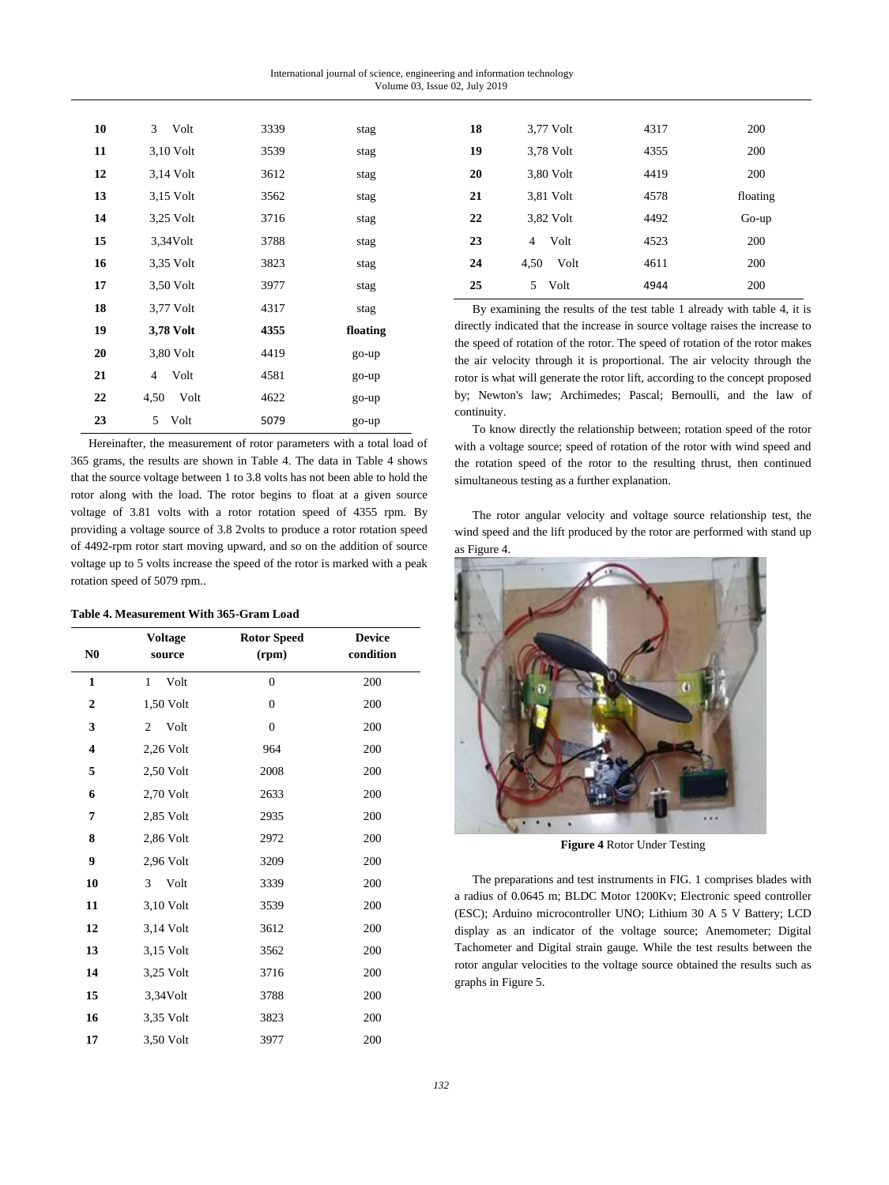| 10 | 3 Volt | 3339 | stag |
|---|---|---|---|
| 11 | 3,10 Volt | 3539 | stag |
| 12 | 3,14 Volt | 3612 | stag |
| 13 | 3,15 Volt | 3562 | stag |
| 14 | 3,25 Volt | 3716 | stag |
| 15 | 3,34Volt | 3788 | stag |
| 16 | 3,35 Volt | 3823 | stag |
| 17 | 3,50 Volt | 3977 | stag |
| 18 | 3,77 Volt | 4317 | stag |
| **19** | **3,78 Volt** | **4355** | **floating** |
| 20 | 3,80 Volt | 4419 | go-up |
| 21 | 4 Volt | 4581 | go-up |
| 22 | 4,50 Volt | 4622 | go-up |
| 23 | 5 Volt | 5079 | go-up |

Hereinafter, the measurement of rotor parameters with a total load of 365 grams, the results are shown in Table 4. The data in Table 4 shows that the source voltage between 1 to 3.8 volts has not been able to hold the rotor along with the load. The rotor begins to float at a given source voltage of 3.81 volts with a rotor rotation speed of 4355 rpm. By providing a voltage source of 3.8 2volts to produce a rotor rotation speed of 4492-rpm rotor start moving upward, and so on the addition of source voltage up to 5 volts increase the speed of the rotor is marked with a peak rotation speed of 5079 rpm..

**Table 4. Measurement With 365-Gram Load**

| N0 | Voltage source | Rotor Speed (rpm) | Device condition |
|---|---|---|---|
| 1 | 1 Volt | 0 | 200 |
| 2 | 1,50 Volt | 0 | 200 |
| 3 | 2 Volt | 0 | 200 |
| 4 | 2,26 Volt | 964 | 200 |
| 5 | 2,50 Volt | 2008 | 200 |
| 6 | 2,70 Volt | 2633 | 200 |
| 7 | 2,85 Volt | 2935 | 200 |
| 8 | 2,86 Volt | 2972 | 200 |
| 9 | 2,96 Volt | 3209 | 200 |
| 10 | 3 Volt | 3339 | 200 |
| 11 | 3,10 Volt | 3539 | 200 |
| 12 | 3,14 Volt | 3612 | 200 |
| 13 | 3,15 Volt | 3562 | 200 |
| 14 | 3,25 Volt | 3716 | 200 |
| 15 | 3,34Volt | 3788 | 200 |
| 16 | 3,35 Volt | 3823 | 200 |
| 17 | 3,50 Volt | 3977 | 200 |
| 18 | 3,77 Volt | 4317 | 200 |
| 19 | 3,78 Volt | 4355 | 200 |
| 20 | 3,80 Volt | 4419 | 200 |
| 21 | 3,81 Volt | 4578 | floating |
| 22 | 3,82 Volt | 4492 | Go-up |
| 23 | 4 Volt | 4523 | 200 |
| 24 | 4,50 Volt | 4611 | 200 |
| 25 | 5 Volt | 4944 | 200 |

By examining the results of the test table 1 already with table 4, it is directly indicated that the increase in source voltage raises the increase to the speed of rotation of the rotor. The speed of rotation of the rotor makes the air velocity through it is proportional. The air velocity through the rotor is what will generate the rotor lift, according to the concept proposed by; Newton's law; Archimedes; Pascal; Bernoulli, and the law of continuity.

To know directly the relationship between; rotation speed of the rotor with a voltage source; speed of rotation of the rotor with wind speed and the rotation speed of the rotor to the resulting thrust, then continued simultaneous testing as a further explanation.

The rotor angular velocity and voltage source relationship test, the wind speed and the lift produced by the rotor are performed with stand up as Figure 4.

**Figure 4** Rotor Under Testing

The preparations and test instruments in FIG. 1 comprises blades with a radius of 0.0645 m; BLDC Motor 1200Kv; Electronic speed controller (ESC); Arduino microcontroller UNO; Lithium 30 A 5 V Battery; LCD display as an indicator of the voltage source; Anemometer; Digital Tachometer and Digital strain gauge. While the test results between the rotor angular velocities to the voltage source obtained the results such as graphs in Figure 5.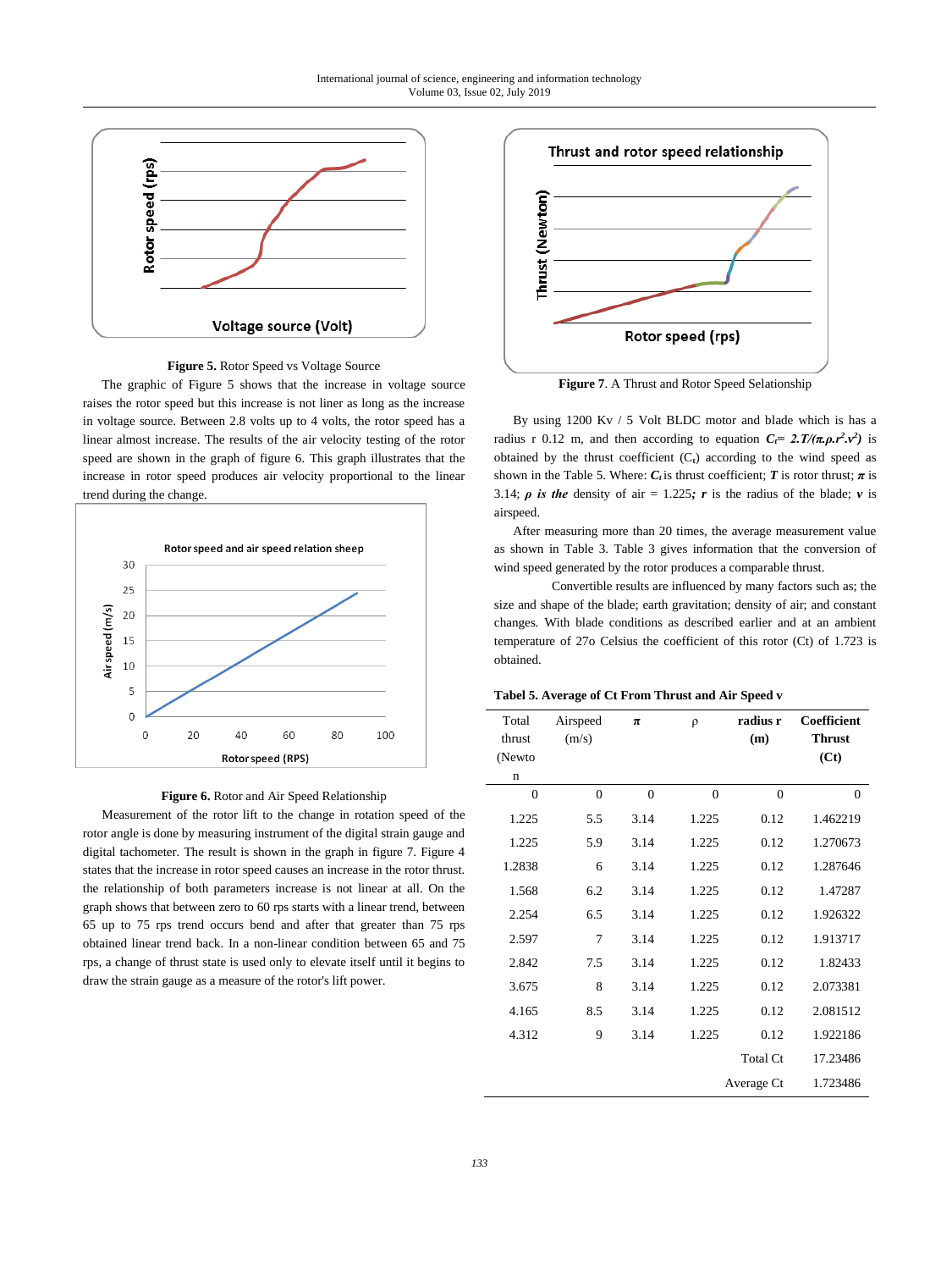**Figure 5.** Rotor Speed vs Voltage Source

The graphic of Figure 5 shows that the increase in voltage source raises the rotor speed but this increase is not liner as long as the increase in voltage source. Between 2.8 volts up to 4 volts, the rotor speed has a linear almost increase. The results of the air velocity testing of the rotor speed are shown in the graph of figure 6. This graph illustrates that the increase in rotor speed produces air velocity proportional to the linear trend during the change.

**Figure 6.** Rotor and Air Speed Relationship

Measurement of the rotor lift to the change in rotation speed of the rotor angle is done by measuring instrument of the digital strain gauge and digital tachometer. The result is shown in the graph in figure 7. Figure 4 states that the increase in rotor speed causes an increase in the rotor thrust. the relationship of both parameters increase is not linear at all. On the graph shows that between zero to 60 rps starts with a linear trend, between 65 up to 75 rps trend occurs bend and after that greater than 75 rps obtained linear trend back. In a non-linear condition between 65 and 75 rps, a change of thrust state is used only to elevate itself until it begins to draw the strain gauge as a measure of the rotor's lift power.

**Figure 7**. A Thrust and Rotor Speed Selationship

By using 1200 Kv / 5 Volt BLDC motor and blade which is has a radius r 0.12 m, and then according to equation $C_t = 2.T/(\pi.\rho.r^2.v^2)$ is obtained by the thrust coefficient ($C_t$) according to the wind speed as shown in the Table 5. Where: $C_t$ is thrust coefficient; $T$ is rotor thrust; $\pi$ is 3.14; $\rho$ *is the* density of air = 1.225; $r$ is the radius of the blade; $v$ is airspeed.

After measuring more than 20 times, the average measurement value as shown in Table 3. Table 3 gives information that the coefficient of wind speed generated by the rotor produces a comparable thrust.

Convertible results are influenced by many factors such as; the size and shape of the blade; earth gravitation; density of air; and constant changes. With blade conditions as described earlier and at an ambient temperature of 27o Celsius the coefficient of this rotor (Ct) of 1.723 is obtained.

**Tabel 5. Average of Ct From Thrust and Air Speed v**

| Total thrust (Newton) | Airspeed (m/s) | **$\pi$** | ρ | **radius r (m)** | **Coefficient Thrust (Ct)** |
|---|---|---|---|---|---|
| 0 | 0 | 0 | 0 | 0 | 0 |
| 1.225 | 5.5 | 3.14 | 1.225 | 0.12 | 1.462219 |
| 1.225 | 5.9 | 3.14 | 1.225 | 0.12 | 1.270673 |
| 1.2838 | 6 | 3.14 | 1.225 | 0.12 | 1.287646 |
| 1.568 | 6.2 | 3.14 | 1.225 | 0.12 | 1.47287 |
| 2.254 | 6.5 | 3.14 | 1.225 | 0.12 | 1.926322 |
| 2.597 | 7 | 3.14 | 1.225 | 0.12 | 1.913717 |
| 2.842 | 7.5 | 3.14 | 1.225 | 0.12 | 1.82433 |
| 3.675 | 8 | 3.14 | 1.225 | 0.12 | 2.073381 |
| 4.165 | 8.5 | 3.14 | 1.225 | 0.12 | 2.081512 |
| 4.312 | 9 | 3.14 | 1.225 | 0.12 | 1.922186 |
| | | | | Total Ct | 17.23486 |
| | | | | Average Ct | 1.723486 |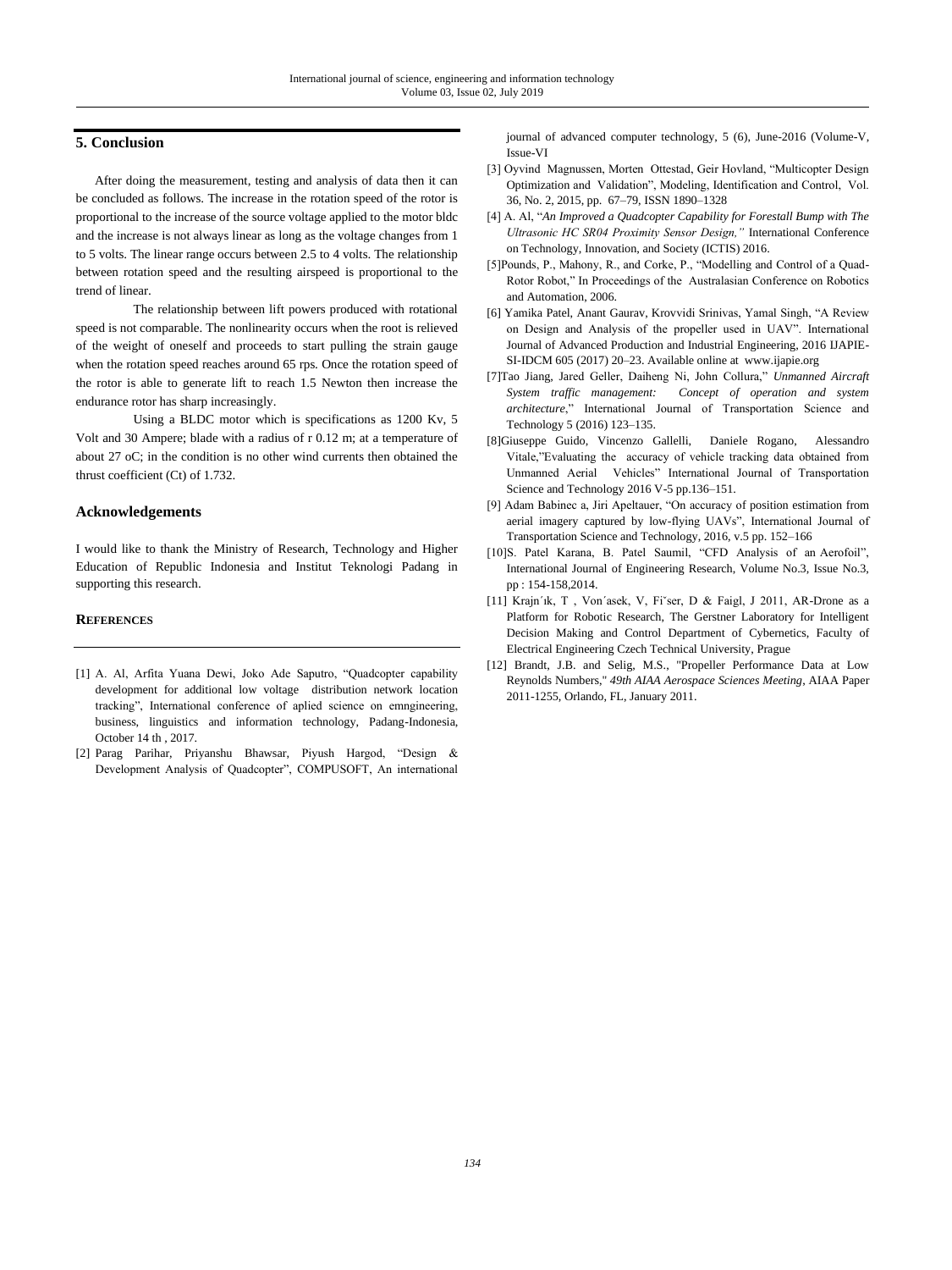## 5. Conclusion

After doing the measurement, testing and analysis of data then it can be concluded as follows. The increase in the rotation speed of the rotor is proportional to the increase of the source voltage applied to the motor bldc and the increase is not always linear as long as the voltage changes from 1 to 5 volts. The linear range occurs between 2.5 to 4 volts. The relationship between rotation speed and the resulting airspeed is proportional to the trend of linear.

The relationship between lift powers produced with rotational speed is not comparable. The nonlinearity occurs when the root is relieved of the weight of oneself and proceeds to start pulling the strain gauge when the rotation speed reaches around 65 rps. Once the rotation speed of the rotor is able to generate lift to reach 1.5 Newton then increase the endurance rotor has sharp increasingly.

Using a BLDC motor which is specifications as 1200 Kv, 5 Volt and 30 Ampere; blade with a radius of r 0.12 m; at a temperature of about 27 oC; in the condition is no other wind currents then obtained the thrust coefficient (Ct) of 1.732.

## Acknowledgements

I would like to thank the Ministry of Research, Technology and Higher Education of Republic Indonesia and Institut Teknologi Padang in supporting this research.

## References

[1] A. Al, Arfita Yuana Dewi, Joko Ade Saputro, "Quadcopter capability development for additional low voltage distribution network location tracking", International conference of aplied science on emngineering, business, linguistics and information technology, Padang-Indonesia, October 14 th , 2017.

[2] Parag Parihar, Priyanshu Bhawsar, Piyush Hargod, "Design & Development Analysis of Quadcopter", COMPUSOFT, An international journal of advanced computer technology, 5 (6), June-2016 (Volume-V, Issue-VI

[3] Oyvind Magnussen, Morten Ottestad, Geir Hovland, "Multicopter Design Optimization and Validation", Modeling, Identification and Control, Vol. 36, No. 2, 2015, pp. 67–79, ISSN 1890–1328

[4] A. Al, "*An Improved a Quadcopter Capability for Forestall Bump with The Ultrasonic HC SR04 Proximity Sensor Design,"* International Conference on Technology, Innovation, and Society (ICTIS) 2016.

[5]Pounds, P., Mahony, R., and Corke, P., "Modelling and Control of a Quad-Rotor Robot," In Proceedings of the Australasian Conference on Robotics and Automation, 2006.

[6] Yamika Patel, Anant Gaurav, Krovvidi Srinivas, Yamal Singh, "A Review on Design and Analysis of the propeller used in UAV". International Journal of Advanced Production and Industrial Engineering, 2016 IJAPIE-SI-IDCM 605 (2017) 20–23. Available online at www.ijapie.org

[7]Tao Jiang, Jared Geller, Daiheng Ni, John Collura," *Unmanned Aircraft System traffic management: Concept of operation and system architecture*," International Journal of Transportation Science and Technology 5 (2016) 123–135.

[8]Giuseppe Guido, Vincenzo Gallelli, Daniele Rogano, Alessandro Vitale,"Evaluating the accuracy of vehicle tracking data obtained from Unmanned Aerial Vehicles" International Journal of Transportation Science and Technology 2016 V-5 pp.136–151.

[9] Adam Babinec a, Jiri Apeltauer, "On accuracy of position estimation from aerial imagery captured by low-flying UAVs", International Journal of Transportation Science and Technology, 2016, v.5 pp. 152–166

[10]S. Patel Karana, B. Patel Saumil, "CFD Analysis of an Aerofoil", International Journal of Engineering Research, Volume No.3, Issue No.3, pp : 154-158,2014.

[11] Krajn´ık, T , Von´asek, V, Fiˇser, D & Faigl, J 2011, AR-Drone as a Platform for Robotic Research, The Gerstner Laboratory for Intelligent Decision Making and Control Department of Cybernetics, Faculty of Electrical Engineering Czech Technical University, Prague

[12] Brandt, J.B. and Selig, M.S., "Propeller Performance Data at Low Reynolds Numbers," *49th AIAA Aerospace Sciences Meeting*, AIAA Paper 2011-1255, Orlando, FL, January 2011.